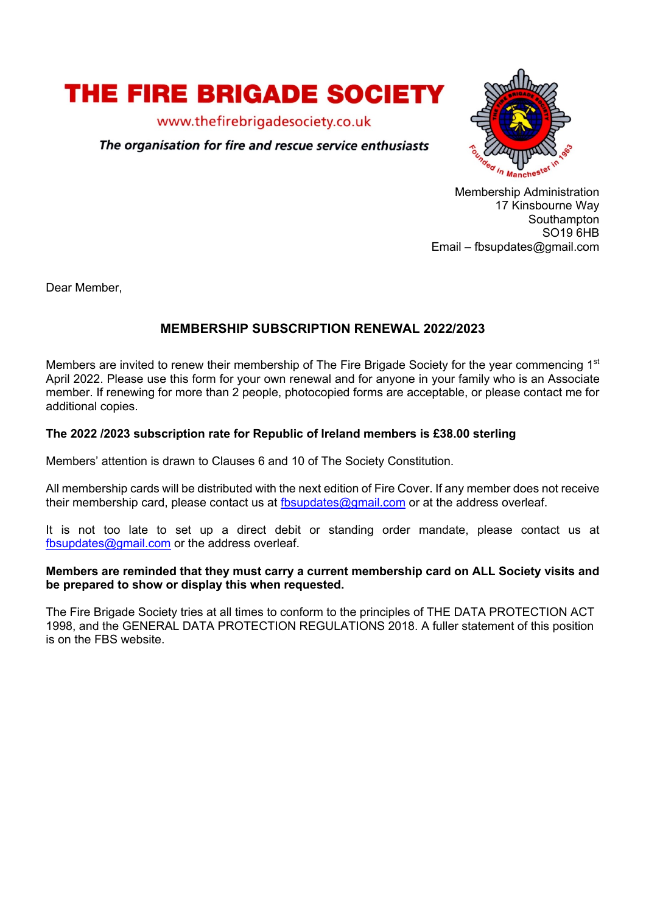# THE FIRE BRIGADE SOCIETY

www.thefirebrigadesociety.co.uk

*The organisation for fire and rescue service enthusiasts*

Founded in Manchester in 1963

Membership Administration
17 Kinsbourne Way
Southampton
SO19 6HB
Email – fbsupdates@gmail.com

Dear Member,

## MEMBERSHIP SUBSCRIPTION RENEWAL 2022/2023

Members are invited to renew their membership of The Fire Brigade Society for the year commencing 1st April 2022. Please use this form for your own renewal and for anyone in your family who is an Associate member. If renewing for more than 2 people, photocopied forms are acceptable, or please contact me for additional copies.

**The 2022 /2023 subscription rate for Republic of Ireland members is £38.00 sterling**

Members' attention is drawn to Clauses 6 and 10 of The Society Constitution.

All membership cards will be distributed with the next edition of Fire Cover. If any member does not receive their membership card, please contact us at fbsupdates@gmail.com or at the address overleaf.

It is not too late to set up a direct debit or standing order mandate, please contact us at fbsupdates@gmail.com or the address overleaf.

**Members are reminded that they must carry a current membership card on ALL Society visits and be prepared to show or display this when requested.**

The Fire Brigade Society tries at all times to conform to the principles of THE DATA PROTECTION ACT 1998, and the GENERAL DATA PROTECTION REGULATIONS 2018. A fuller statement of this position is on the FBS website.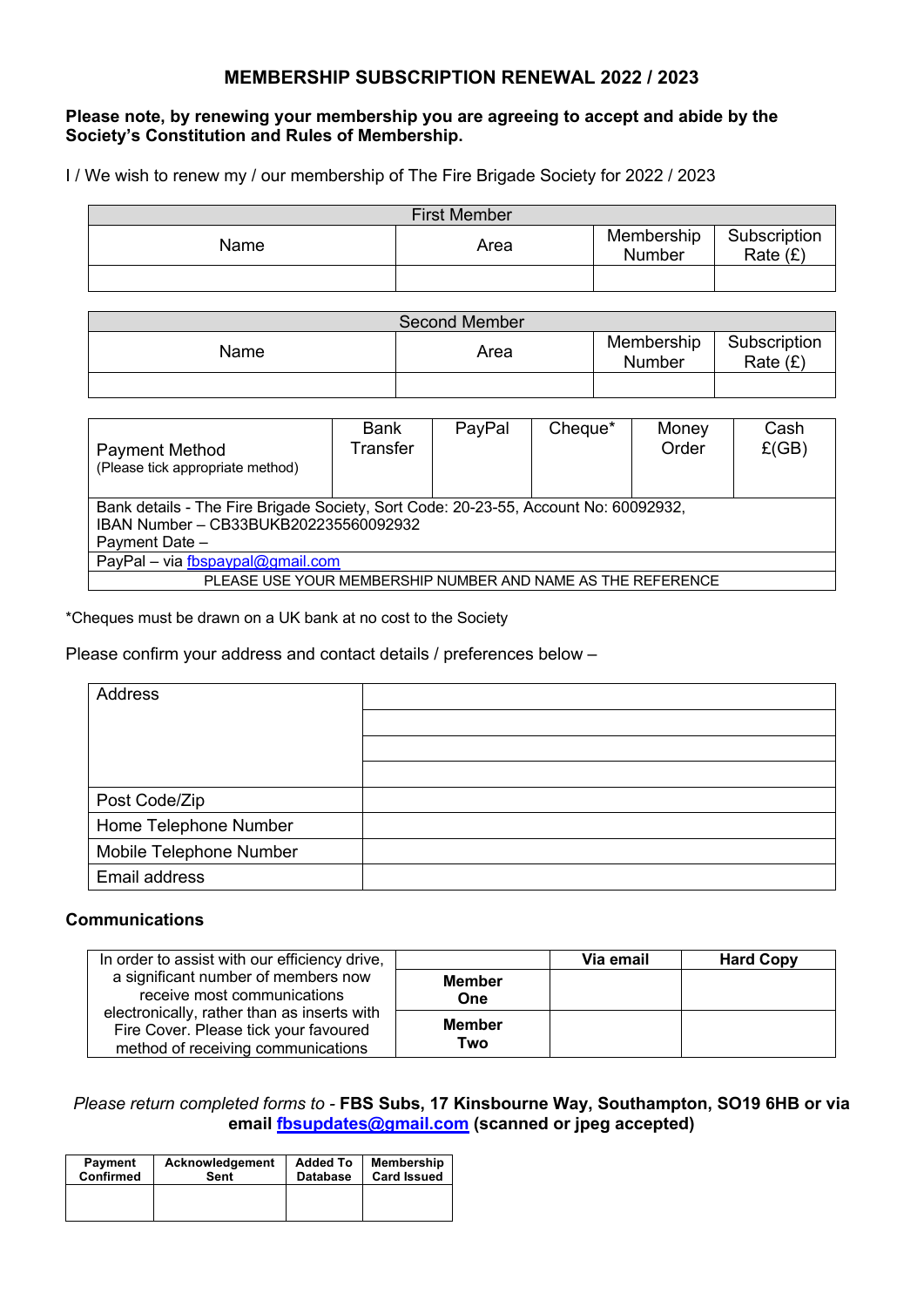# MEMBERSHIP SUBSCRIPTION RENEWAL 2022 / 2023

**Please note, by renewing your membership you are agreeing to accept and abide by the Society's Constitution and Rules of Membership.**

I / We wish to renew my / our membership of The Fire Brigade Society for 2022 / 2023

| First Member | | | |
|---|---|---|---|
| Name | Area | Membership Number | Subscription Rate (£) |
| | | | |

| Second Member | | | |
|---|---|---|---|
| Name | Area | Membership Number | Subscription Rate (£) |
| | | | |

| Payment Method (Please tick appropriate method) | Bank Transfer | PayPal | Cheque* | Money Order | Cash £(GB) |
|---|---|---|---|---|---|
| Bank details - The Fire Brigade Society, Sort Code: 20-23-55, Account No: 60092932, IBAN Number – CB33BUKB202235560092932 Payment Date – | | | | | |
| PayPal – via fbspaypal@gmail.com | | | | | |
| PLEASE USE YOUR MEMBERSHIP NUMBER AND NAME AS THE REFERENCE | | | | | |

*Cheques must be drawn on a UK bank at no cost to the Society

Please confirm your address and contact details / preferences below –

| | |
|---|---|
| Address | |
| | |
| | |
| | |
| Post Code/Zip | |
| Home Telephone Number | |
| Mobile Telephone Number | |
| Email address | |

### Communications

| In order to assist with our efficiency drive, a significant number of members now receive most communications electronically, rather than as inserts with Fire Cover. Please tick your favoured method of receiving communications | | **Via email** | **Hard Copy** |
|---|---|---|---|
| | **Member One** | | |
| | **Member Two** | | |

*Please return completed forms to -* **FBS Subs, 17 Kinsbourne Way, Southampton, SO19 6HB or via email fbsupdates@gmail.com (scanned or jpeg accepted)**

| Payment Confirmed | Acknowledgement Sent | Added To Database | Membership Card Issued |
|---|---|---|---|
| | | | |